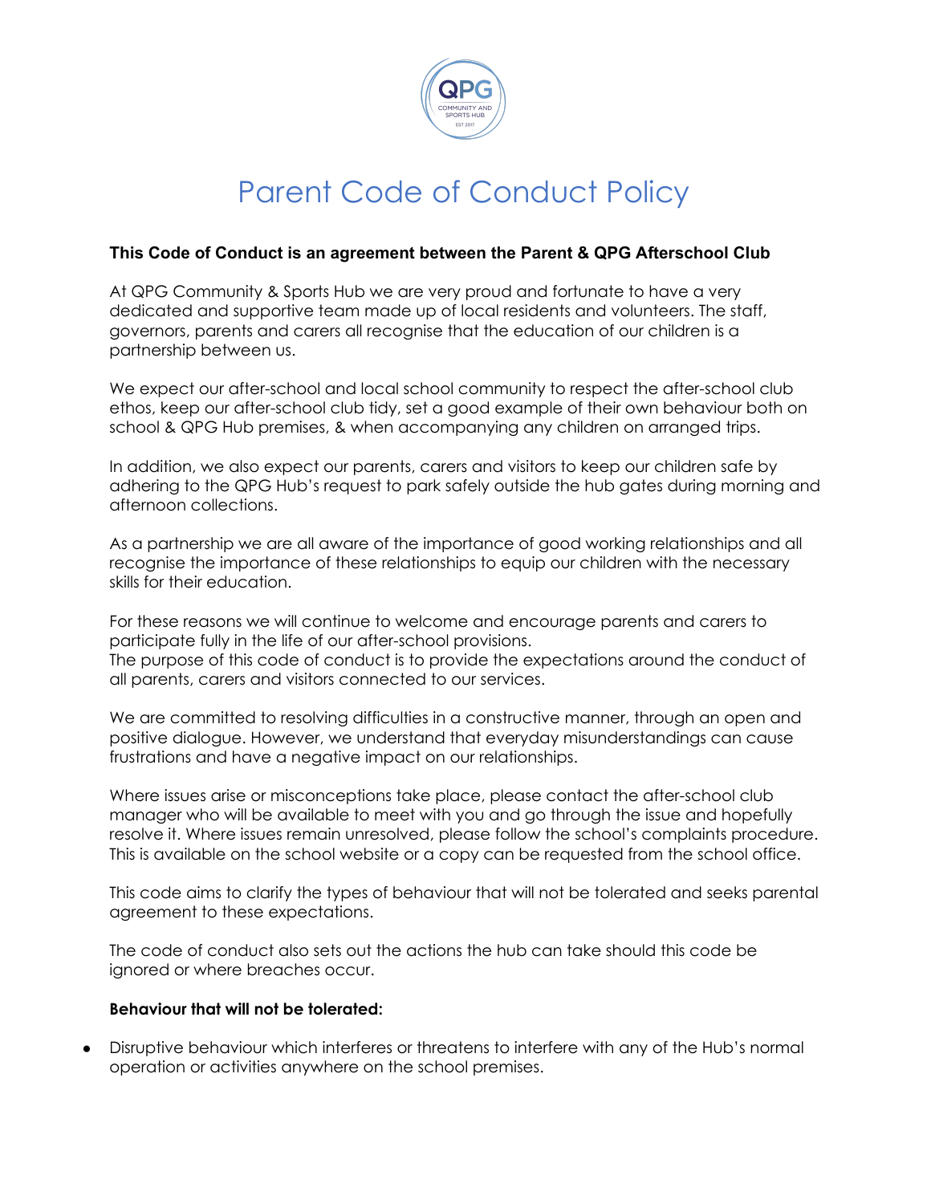# Parent Code of Conduct Policy

**This Code of Conduct is an agreement between the Parent & QPG Afterschool Club**

At QPG Community & Sports Hub we are very proud and fortunate to have a very dedicated and supportive team made up of local residents and volunteers. The staff, governors, parents and carers all recognise that the education of our children is a partnership between us.

We expect our after-school and local school community to respect the after-school club ethos, keep our after-school club tidy, set a good example of their own behaviour both on school & QPG Hub premises, & when accompanying any children on arranged trips.

In addition, we also expect our parents, carers and visitors to keep our children safe by adhering to the QPG Hub's request to park safely outside the hub gates during morning and afternoon collections.

As a partnership we are all aware of the importance of good working relationships and all recognise the importance of these relationships to equip our children with the necessary skills for their education.

For these reasons we will continue to welcome and encourage parents and carers to participate fully in the life of our after-school provisions.
The purpose of this code of conduct is to provide the expectations around the conduct of all parents, carers and visitors connected to our services.

We are committed to resolving difficulties in a constructive manner, through an open and positive dialogue. However, we understand that everyday misunderstandings can cause frustrations and have a negative impact on our relationships.

Where issues arise or misconceptions take place, please contact the after-school club manager who will be available to meet with you and go through the issue and hopefully resolve it. Where issues remain unresolved, please follow the school's complaints procedure. This is available on the school website or a copy can be requested from the school office.

This code aims to clarify the types of behaviour that will not be tolerated and seeks parental agreement to these expectations.

The code of conduct also sets out the actions the hub can take should this code be ignored or where breaches occur.

**Behaviour that will not be tolerated:**

- Disruptive behaviour which interferes or threatens to interfere with any of the Hub's normal operation or activities anywhere on the school premises.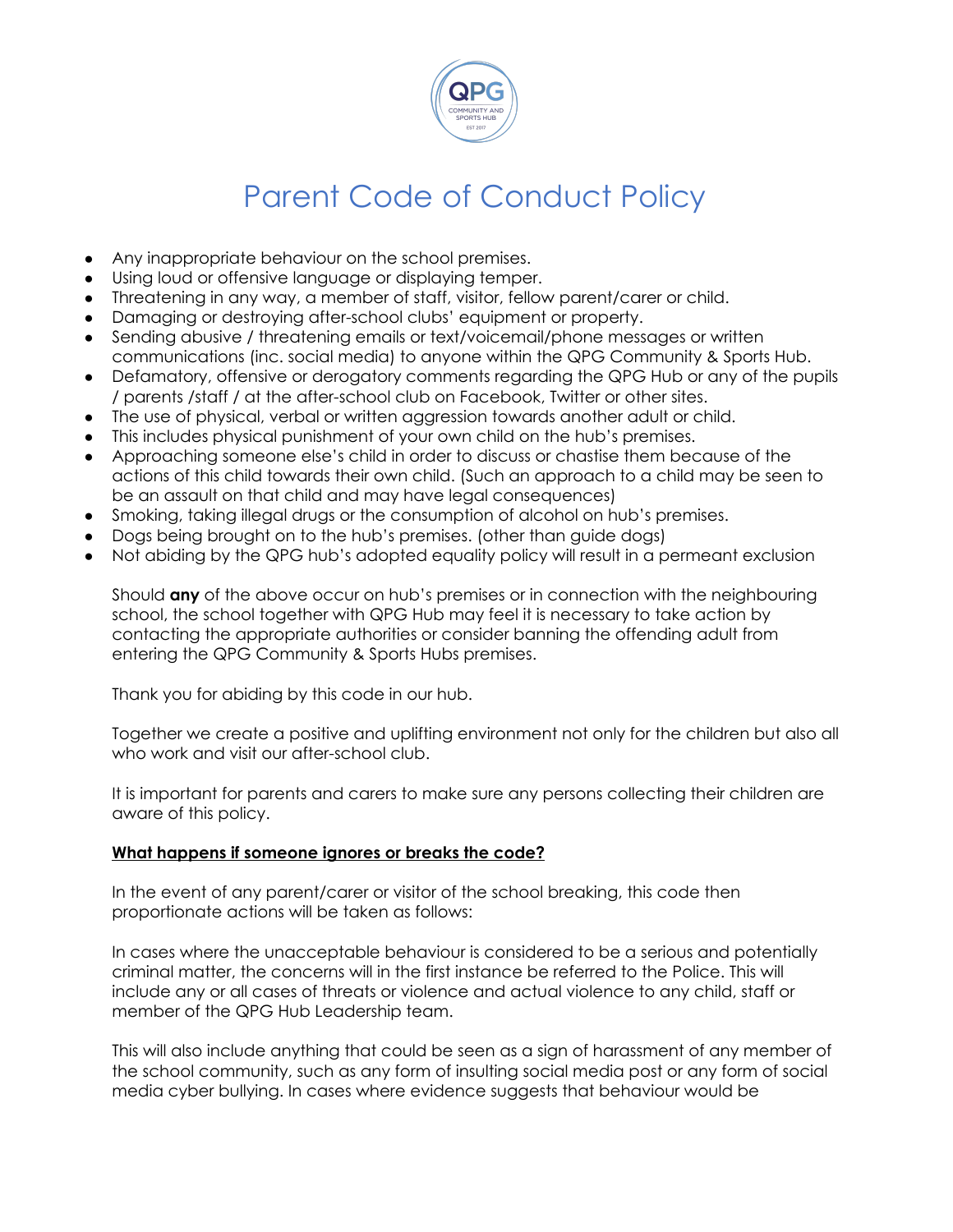# Parent Code of Conduct Policy

- Any inappropriate behaviour on the school premises.
- Using loud or offensive language or displaying temper.
- Threatening in any way, a member of staff, visitor, fellow parent/carer or child.
- Damaging or destroying after-school clubs' equipment or property.
- Sending abusive / threatening emails or text/voicemail/phone messages or written communications (inc. social media) to anyone within the QPG Community & Sports Hub.
- Defamatory, offensive or derogatory comments regarding the QPG Hub or any of the pupils / parents /staff / at the after-school club on Facebook, Twitter or other sites.
- The use of physical, verbal or written aggression towards another adult or child.
- This includes physical punishment of your own child on the hub's premises.
- Approaching someone else's child in order to discuss or chastise them because of the actions of this child towards their own child. (Such an approach to a child may be seen to be an assault on that child and may have legal consequences)
- Smoking, taking illegal drugs or the consumption of alcohol on hub's premises.
- Dogs being brought on to the hub's premises. (other than guide dogs)
- Not abiding by the QPG hub's adopted equality policy will result in a permeant exclusion

Should **any** of the above occur on hub's premises or in connection with the neighbouring school, the school together with QPG Hub may feel it is necessary to take action by contacting the appropriate authorities or consider banning the offending adult from entering the QPG Community & Sports Hubs premises.

Thank you for abiding by this code in our hub.

Together we create a positive and uplifting environment not only for the children but also all who work and visit our after-school club.

It is important for parents and carers to make sure any persons collecting their children are aware of this policy.

**<u>What happens if someone ignores or breaks the code?</u>**

In the event of any parent/carer or visitor of the school breaking, this code then proportionate actions will be taken as follows:

In cases where the unacceptable behaviour is considered to be a serious and potentially criminal matter, the concerns will in the first instance be referred to the Police. This will include any or all cases of threats or violence and actual violence to any child, staff or member of the QPG Hub Leadership team.

This will also include anything that could be seen as a sign of harassment of any member of the school community, such as any form of insulting social media post or any form of social media cyber bullying. In cases where evidence suggests that behaviour would be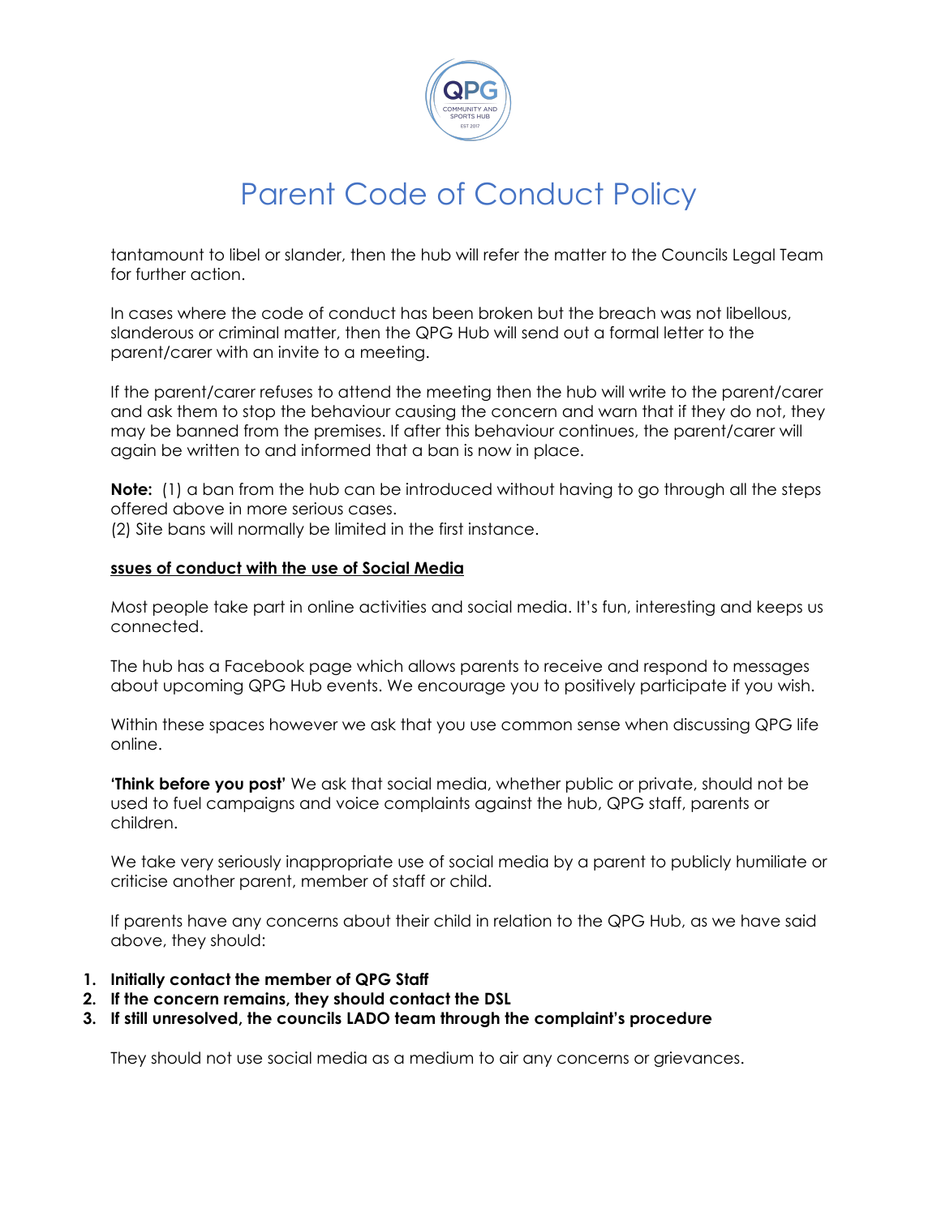tantamount to libel or slander, then the hub will refer the matter to the Councils Legal Team for further action.

In cases where the code of conduct has been broken but the breach was not libellous, slanderous or criminal matter, then the QPG Hub will send out a formal letter to the parent/carer with an invite to a meeting.

If the parent/carer refuses to attend the meeting then the hub will write to the parent/carer and ask them to stop the behaviour causing the concern and warn that if they do not, they may be banned from the premises. If after this behaviour continues, the parent/carer will again be written to and informed that a ban is now in place.

**Note:** (1) a ban from the hub can be introduced without having to go through all the steps offered above in more serious cases.
(2) Site bans will normally be limited in the first instance.

**ssues of conduct with the use of Social Media**

Most people take part in online activities and social media. It's fun, interesting and keeps us connected.

The hub has a Facebook page which allows parents to receive and respond to messages about upcoming QPG Hub events. We encourage you to positively participate if you wish.

Within these spaces however we ask that you use common sense when discussing QPG life online.

**'Think before you post'** We ask that social media, whether public or private, should not be used to fuel campaigns and voice complaints against the hub, QPG staff, parents or children.

We take very seriously inappropriate use of social media by a parent to publicly humiliate or criticise another parent, member of staff or child.

If parents have any concerns about their child in relation to the QPG Hub, as we have said above, they should:

1. **Initially contact the member of QPG Staff**
2. **If the concern remains, they should contact the DSL**
3. **If still unresolved, the councils LADO team through the complaint's procedure**

They should not use social media as a medium to air any concerns or grievances.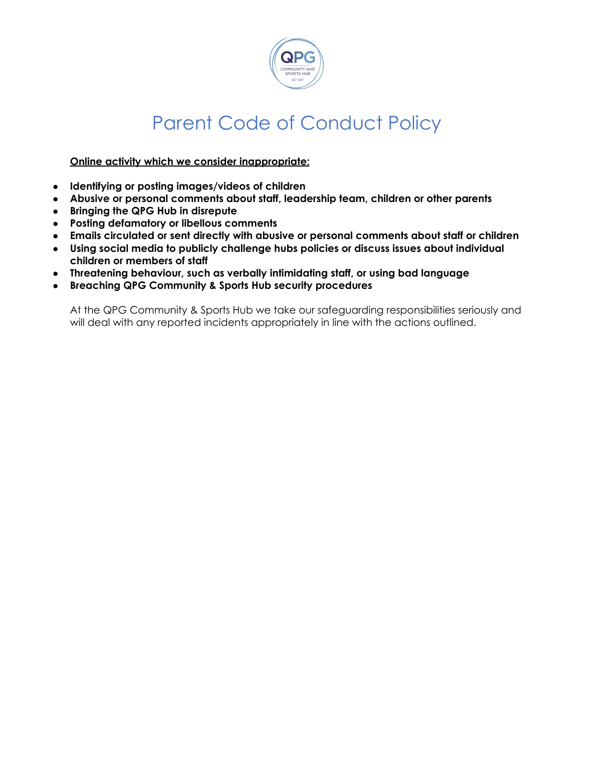# Parent Code of Conduct Policy

**<u>Online activity which we consider inappropriate:</u>**

- **Identifying or posting images/videos of children**
- **Abusive or personal comments about staff, leadership team, children or other parents**
- **Bringing the QPG Hub in disrepute**
- **Posting defamatory or libellous comments**
- **Emails circulated or sent directly with abusive or personal comments about staff or children**
- **Using social media to publicly challenge hubs policies or discuss issues about individual children or members of staff**
- **Threatening behaviour, such as verbally intimidating staff, or using bad language**
- **Breaching QPG Community & Sports Hub security procedures**

At the QPG Community & Sports Hub we take our safeguarding responsibilities seriously and will deal with any reported incidents appropriately in line with the actions outlined.